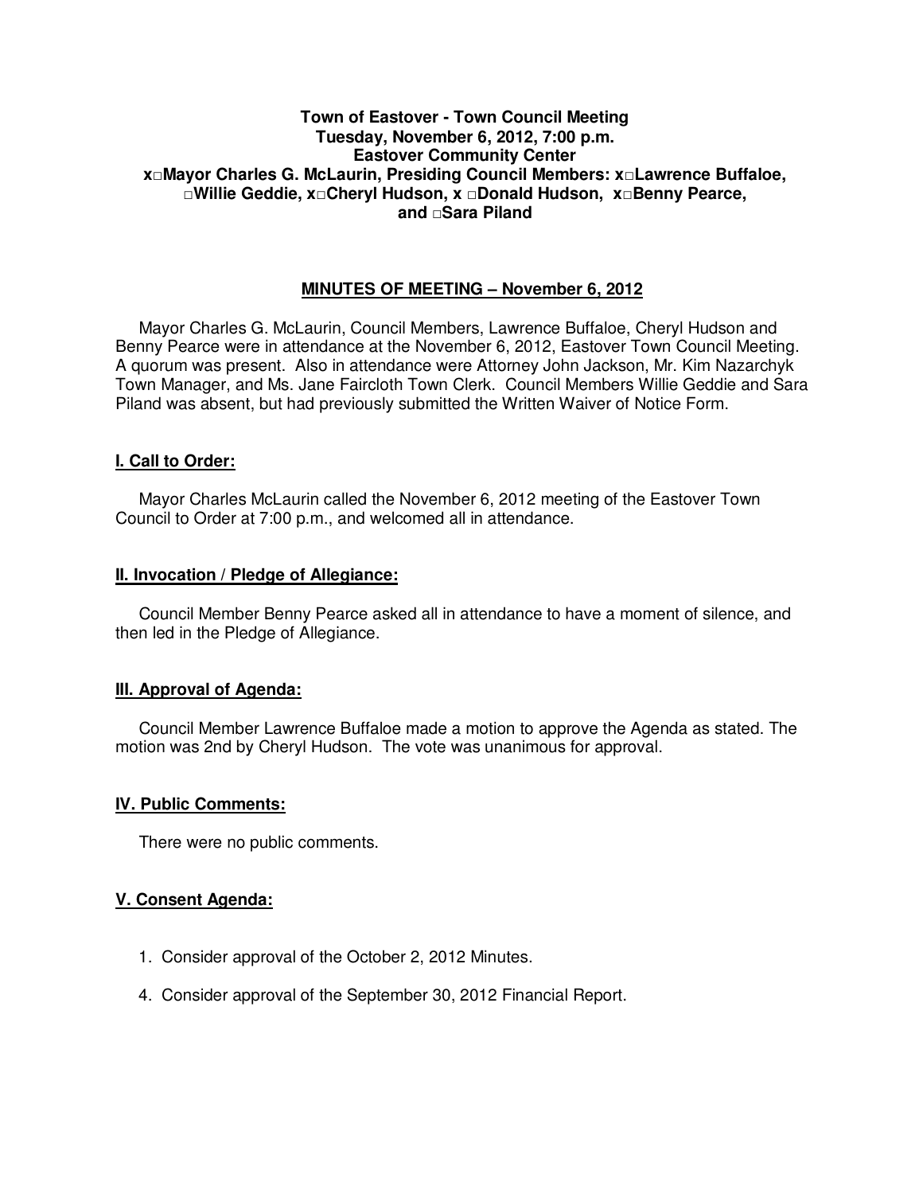**Town of Eastover - Town Council Meeting**
**Tuesday, November 6, 2012, 7:00 p.m.**
**Eastover Community Center**
**x□Mayor Charles G. McLaurin, Presiding Council Members: x□Lawrence Buffaloe, □Willie Geddie, x□Cheryl Hudson, x □Donald Hudson, x□Benny Pearce, and □Sara Piland**

## MINUTES OF MEETING – November 6, 2012

Mayor Charles G. McLaurin, Council Members, Lawrence Buffaloe, Cheryl Hudson and Benny Pearce were in attendance at the November 6, 2012, Eastover Town Council Meeting. A quorum was present. Also in attendance were Attorney John Jackson, Mr. Kim Nazarchyk Town Manager, and Ms. Jane Faircloth Town Clerk. Council Members Willie Geddie and Sara Piland was absent, but had previously submitted the Written Waiver of Notice Form.

### I. Call to Order:

Mayor Charles McLaurin called the November 6, 2012 meeting of the Eastover Town Council to Order at 7:00 p.m., and welcomed all in attendance.

### II. Invocation / Pledge of Allegiance:

Council Member Benny Pearce asked all in attendance to have a moment of silence, and then led in the Pledge of Allegiance.

### III. Approval of Agenda:

Council Member Lawrence Buffaloe made a motion to approve the Agenda as stated. The motion was 2nd by Cheryl Hudson. The vote was unanimous for approval.

### IV. Public Comments:

There were no public comments.

### V. Consent Agenda:

1. Consider approval of the October 2, 2012 Minutes.

4. Consider approval of the September 30, 2012 Financial Report.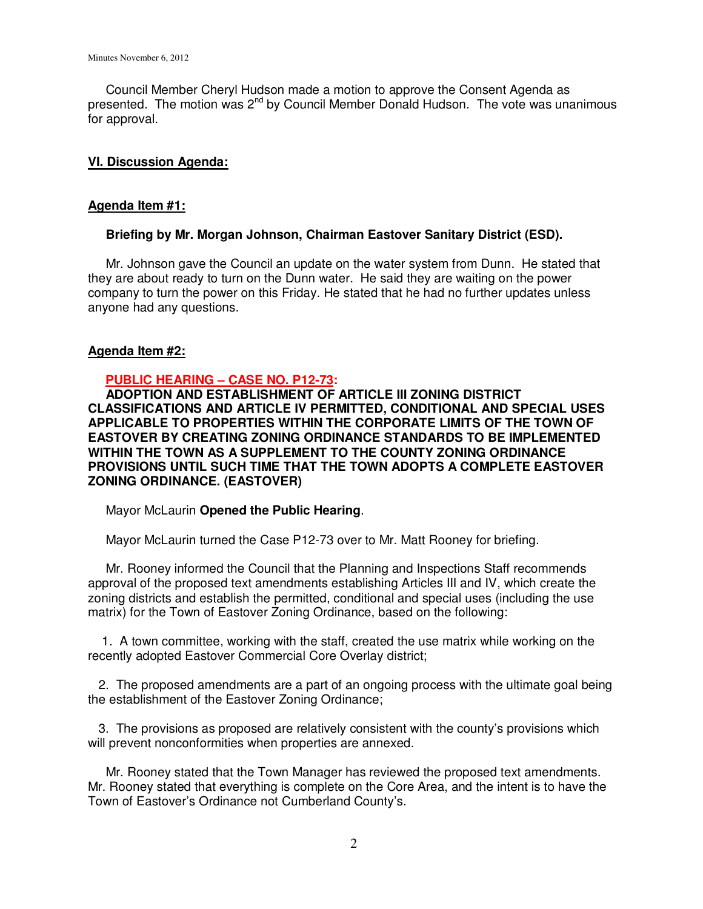Council Member Cheryl Hudson made a motion to approve the Consent Agenda as presented. The motion was 2nd by Council Member Donald Hudson. The vote was unanimous for approval.

## VI. Discussion Agenda:

### Agenda Item #1:

**Briefing by Mr. Morgan Johnson, Chairman Eastover Sanitary District (ESD).**

Mr. Johnson gave the Council an update on the water system from Dunn. He stated that they are about ready to turn on the Dunn water. He said they are waiting on the power company to turn the power on this Friday. He stated that he had no further updates unless anyone had any questions.

### Agenda Item #2:

**PUBLIC HEARING – CASE NO. P12-73:**
**ADOPTION AND ESTABLISHMENT OF ARTICLE III ZONING DISTRICT CLASSIFICATIONS AND ARTICLE IV PERMITTED, CONDITIONAL AND SPECIAL USES APPLICABLE TO PROPERTIES WITHIN THE CORPORATE LIMITS OF THE TOWN OF EASTOVER BY CREATING ZONING ORDINANCE STANDARDS TO BE IMPLEMENTED WITHIN THE TOWN AS A SUPPLEMENT TO THE COUNTY ZONING ORDINANCE PROVISIONS UNTIL SUCH TIME THAT THE TOWN ADOPTS A COMPLETE EASTOVER ZONING ORDINANCE. (EASTOVER)**

Mayor McLaurin **Opened the Public Hearing**.

Mayor McLaurin turned the Case P12-73 over to Mr. Matt Rooney for briefing.

Mr. Rooney informed the Council that the Planning and Inspections Staff recommends approval of the proposed text amendments establishing Articles III and IV, which create the zoning districts and establish the permitted, conditional and special uses (including the use matrix) for the Town of Eastover Zoning Ordinance, based on the following:

1. A town committee, working with the staff, created the use matrix while working on the recently adopted Eastover Commercial Core Overlay district;

2. The proposed amendments are a part of an ongoing process with the ultimate goal being the establishment of the Eastover Zoning Ordinance;

3. The provisions as proposed are relatively consistent with the county's provisions which will prevent nonconformities when properties are annexed.

Mr. Rooney stated that the Town Manager has reviewed the proposed text amendments. Mr. Rooney stated that everything is complete on the Core Area, and the intent is to have the Town of Eastover's Ordinance not Cumberland County's.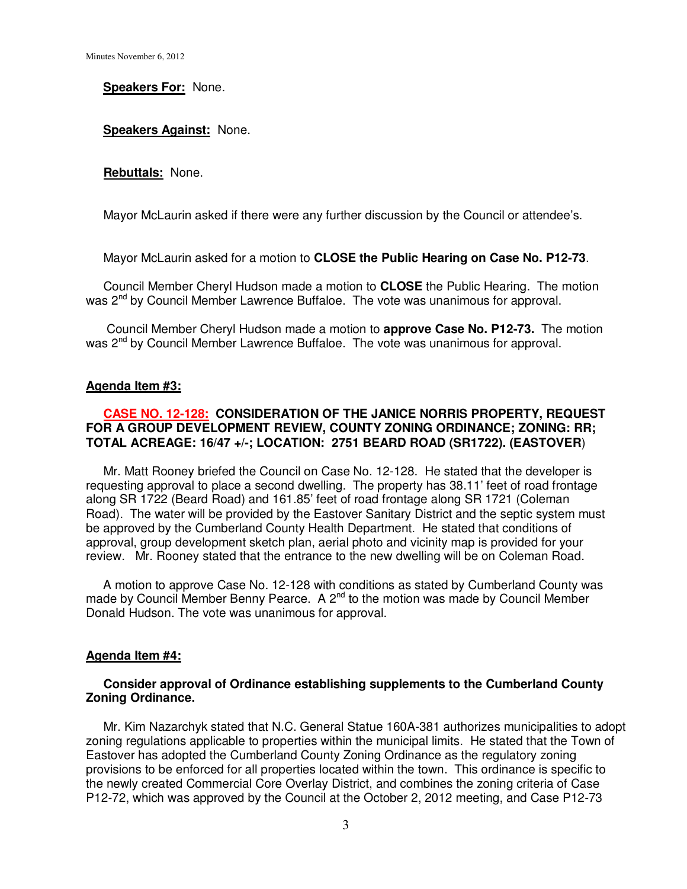**Speakers For:** None.

**Speakers Against:** None.

**Rebuttals:** None.

Mayor McLaurin asked if there were any further discussion by the Council or attendee's.

Mayor McLaurin asked for a motion to **CLOSE the Public Hearing on Case No. P12-73**.

Council Member Cheryl Hudson made a motion to **CLOSE** the Public Hearing. The motion was 2[nd] by Council Member Lawrence Buffaloe. The vote was unanimous for approval.

Council Member Cheryl Hudson made a motion to **approve Case No. P12-73.** The motion was 2[nd] by Council Member Lawrence Buffaloe. The vote was unanimous for approval.

**Agenda Item #3:**

**CASE NO. 12-128: CONSIDERATION OF THE JANICE NORRIS PROPERTY, REQUEST FOR A GROUP DEVELOPMENT REVIEW, COUNTY ZONING ORDINANCE; ZONING: RR; TOTAL ACREAGE: 16/47 +/-; LOCATION: 2751 BEARD ROAD (SR1722). (EASTOVER)**

Mr. Matt Rooney briefed the Council on Case No. 12-128. He stated that the developer is requesting approval to place a second dwelling. The property has 38.11' feet of road frontage along SR 1722 (Beard Road) and 161.85' feet of road frontage along SR 1721 (Coleman Road). The water will be provided by the Eastover Sanitary District and the septic system must be approved by the Cumberland County Health Department. He stated that conditions of approval, group development sketch plan, aerial photo and vicinity map is provided for your review. Mr. Rooney stated that the entrance to the new dwelling will be on Coleman Road.

A motion to approve Case No. 12-128 with conditions as stated by Cumberland County was made by Council Member Benny Pearce. A 2[nd] to the motion was made by Council Member Donald Hudson. The vote was unanimous for approval.

**Agenda Item #4:**

**Consider approval of Ordinance establishing supplements to the Cumberland County Zoning Ordinance.**

Mr. Kim Nazarchyk stated that N.C. General Statue 160A-381 authorizes municipalities to adopt zoning regulations applicable to properties within the municipal limits. He stated that the Town of Eastover has adopted the Cumberland County Zoning Ordinance as the regulatory zoning provisions to be enforced for all properties located within the town. This ordinance is specific to the newly created Commercial Core Overlay District, and combines the zoning criteria of Case P12-72, which was approved by the Council at the October 2, 2012 meeting, and Case P12-73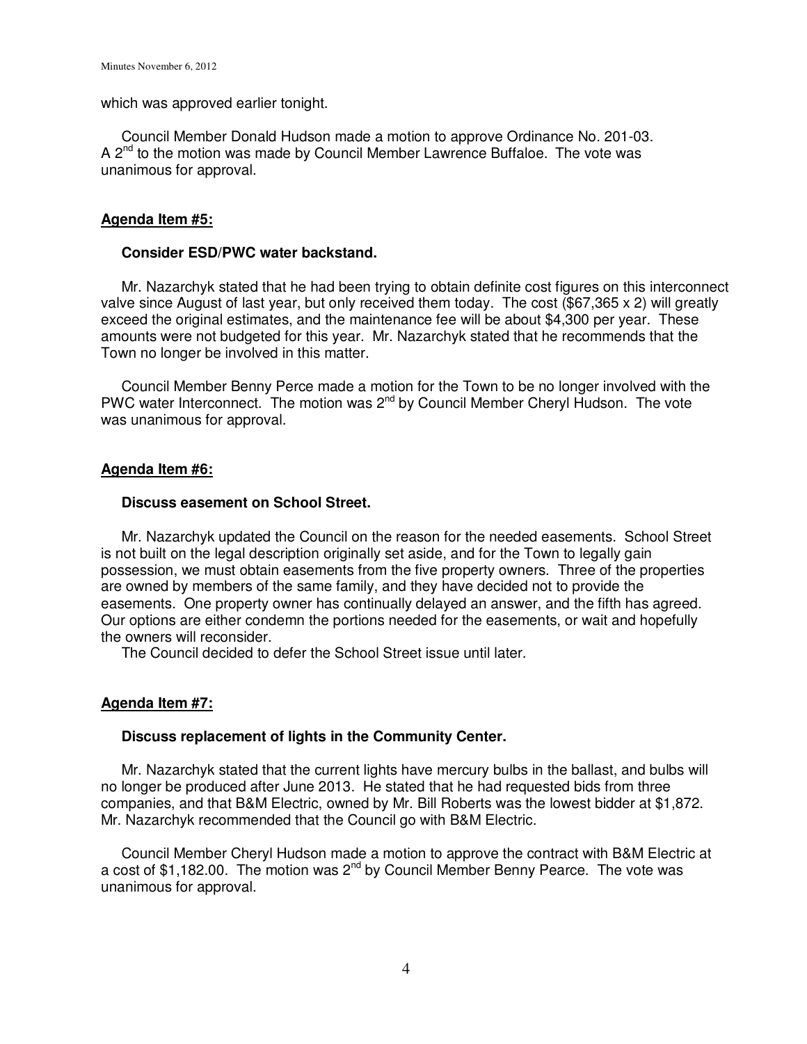which was approved earlier tonight.

Council Member Donald Hudson made a motion to approve Ordinance No. 201-03. A 2nd to the motion was made by Council Member Lawrence Buffaloe. The vote was unanimous for approval.

**Agenda Item #5:**

**Consider ESD/PWC water backstand.**

Mr. Nazarchyk stated that he had been trying to obtain definite cost figures on this interconnect valve since August of last year, but only received them today. The cost ($67,365 x 2) will greatly exceed the original estimates, and the maintenance fee will be about $4,300 per year. These amounts were not budgeted for this year. Mr. Nazarchyk stated that he recommends that the Town no longer be involved in this matter.

Council Member Benny Perce made a motion for the Town to be no longer involved with the PWC water Interconnect. The motion was 2nd by Council Member Cheryl Hudson. The vote was unanimous for approval.

**Agenda Item #6:**

**Discuss easement on School Street.**

Mr. Nazarchyk updated the Council on the reason for the needed easements. School Street is not built on the legal description originally set aside, and for the Town to legally gain possession, we must obtain easements from the five property owners. Three of the properties are owned by members of the same family, and they have decided not to provide the easements. One property owner has continually delayed an answer, and the fifth has agreed. Our options are either condemn the portions needed for the easements, or wait and hopefully the owners will reconsider.

The Council decided to defer the School Street issue until later.

**Agenda Item #7:**

**Discuss replacement of lights in the Community Center.**

Mr. Nazarchyk stated that the current lights have mercury bulbs in the ballast, and bulbs will no longer be produced after June 2013. He stated that he had requested bids from three companies, and that B&M Electric, owned by Mr. Bill Roberts was the lowest bidder at $1,872. Mr. Nazarchyk recommended that the Council go with B&M Electric.

Council Member Cheryl Hudson made a motion to approve the contract with B&M Electric at a cost of $1,182.00. The motion was 2nd by Council Member Benny Pearce. The vote was unanimous for approval.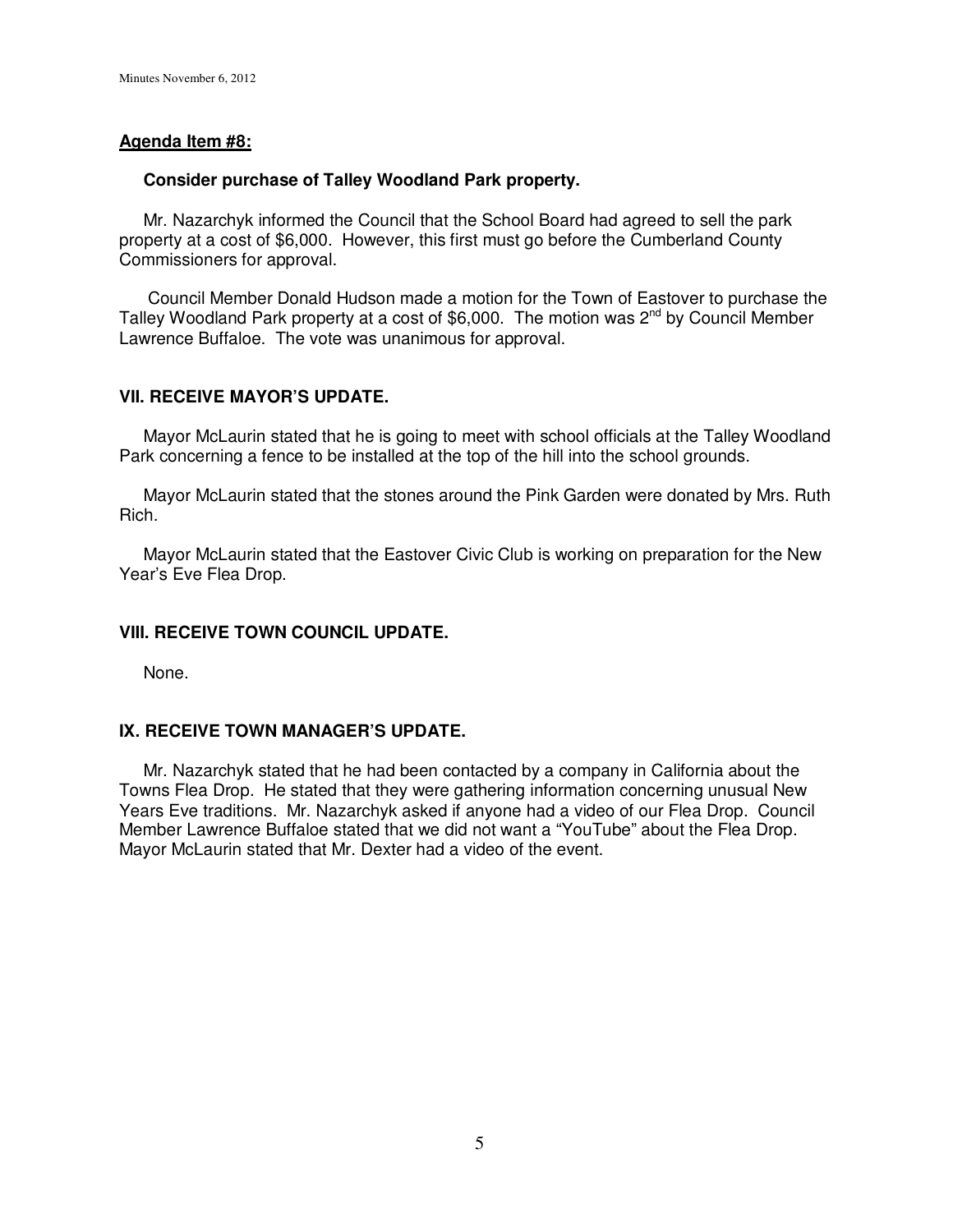**Agenda Item #8:**

**Consider purchase of Talley Woodland Park property.**

Mr. Nazarchyk informed the Council that the School Board had agreed to sell the park property at a cost of $6,000. However, this first must go before the Cumberland County Commissioners for approval.

Council Member Donald Hudson made a motion for the Town of Eastover to purchase the Talley Woodland Park property at a cost of $6,000. The motion was 2nd by Council Member Lawrence Buffaloe. The vote was unanimous for approval.

## VII. RECEIVE MAYOR'S UPDATE.

Mayor McLaurin stated that he is going to meet with school officials at the Talley Woodland Park concerning a fence to be installed at the top of the hill into the school grounds.

Mayor McLaurin stated that the stones around the Pink Garden were donated by Mrs. Ruth Rich.

Mayor McLaurin stated that the Eastover Civic Club is working on preparation for the New Year's Eve Flea Drop.

## VIII. RECEIVE TOWN COUNCIL UPDATE.

None.

## IX. RECEIVE TOWN MANAGER'S UPDATE.

Mr. Nazarchyk stated that he had been contacted by a company in California about the Towns Flea Drop. He stated that they were gathering information concerning unusual New Years Eve traditions. Mr. Nazarchyk asked if anyone had a video of our Flea Drop. Council Member Lawrence Buffaloe stated that we did not want a "YouTube" about the Flea Drop. Mayor McLaurin stated that Mr. Dexter had a video of the event.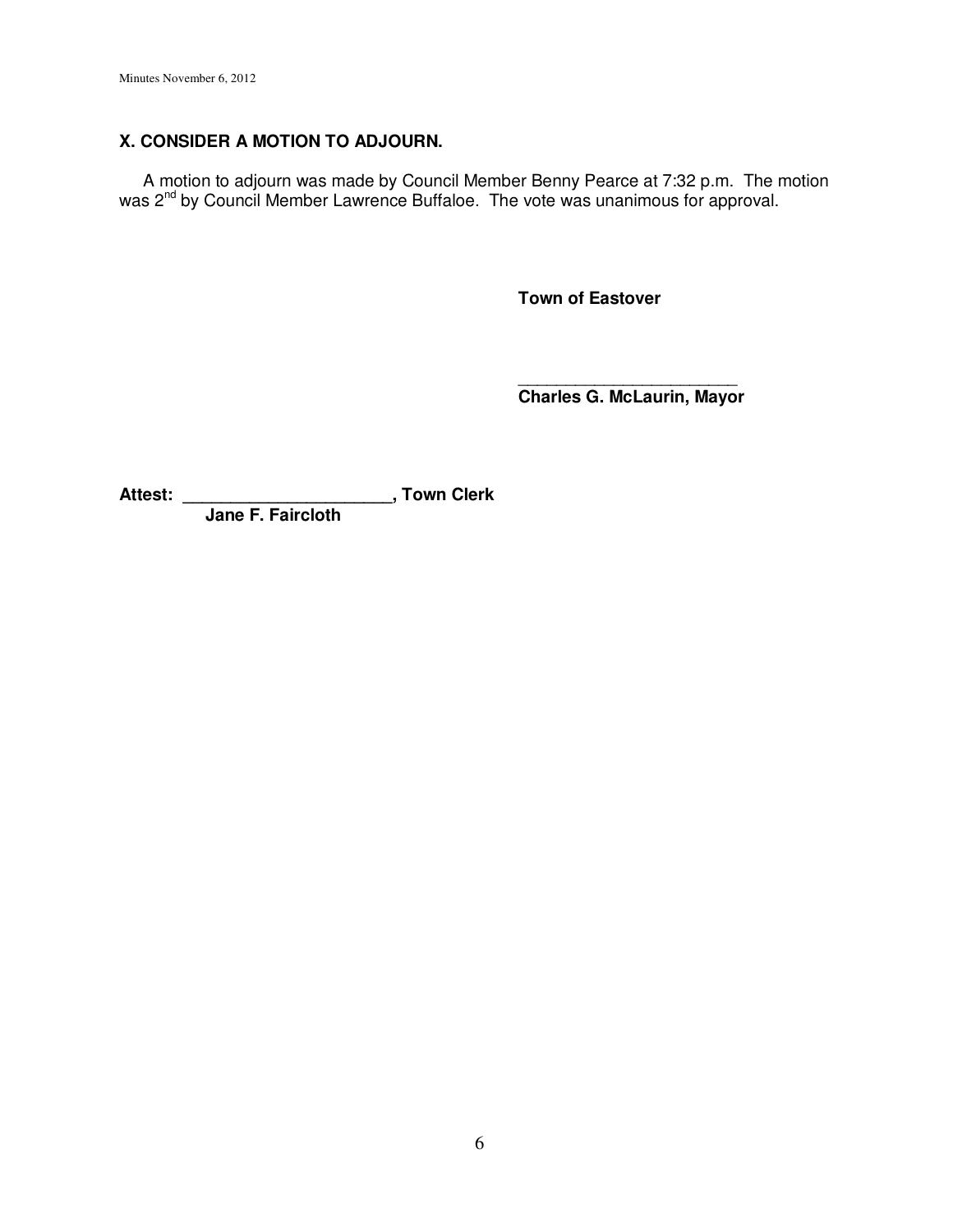## X. CONSIDER A MOTION TO ADJOURN.

A motion to adjourn was made by Council Member Benny Pearce at 7:32 p.m. The motion was 2nd by Council Member Lawrence Buffaloe. The vote was unanimous for approval.

**Town of Eastover**

________________________
**Charles G. McLaurin, Mayor**

**Attest: ______________________, Town Clerk**
**Jane F. Faircloth**